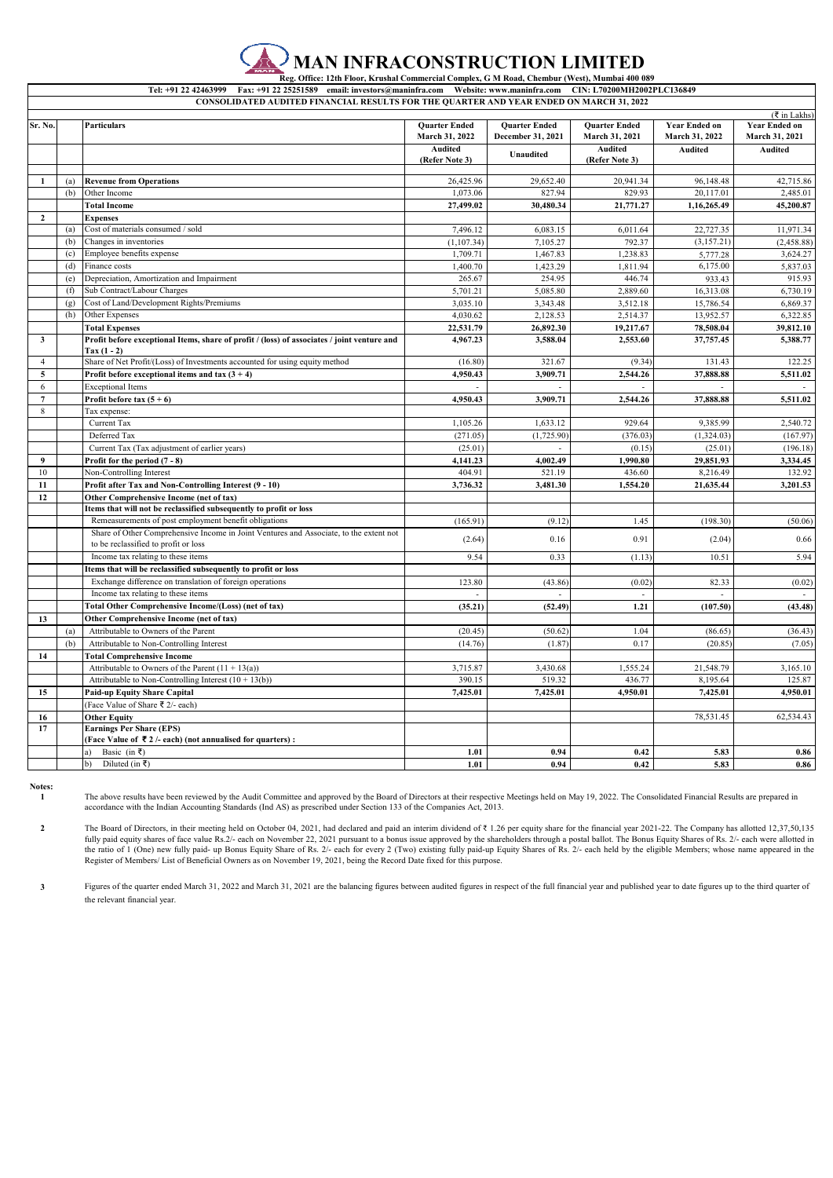# MAN INFRACONSTRUCTION LIMITED

**Reg. Office: 12th Floor, Krushal Commercial Complex, G M Road, Chembur (West), Mumbai 400 089**

**Tel: +91 22 42463999 Fax: +91 22 25251589 email: investors@maninfra.com Website: www.maninfra.com CIN: L70200MH2002PLC136849**

**CONSOLIDATED AUDITED FINANCIAL RESULTS FOR THE QUARTER AND YEAR ENDED ON MARCH 31, 2022**

(₹ in Lakhs)

| Sr. No. | | Particulars | Quarter Ended March 31, 2022 | Quarter Ended December 31, 2021 | Quarter Ended March 31, 2021 | Year Ended on March 31, 2022 | Year Ended on March 31, 2021 |
|---|---|---|---|---|---|---|---|
| | | | Audited (Refer Note 3) | Unaudited | Audited (Refer Note 3) | Audited | Audited |
| 1 | (a) | **Revenue from Operations** | 26,425.96 | 29,652.40 | 20,941.34 | 96,148.48 | 42,715.86 |
| | (b) | Other Income | 1,073.06 | 827.94 | 829.93 | 20,117.01 | 2,485.01 |
| | | **Total Income** | **27,499.02** | **30,480.34** | **21,771.27** | **1,16,265.49** | **45,200.87** |
| 2 | | **Expenses** | | | | | |
| | (a) | Cost of materials consumed / sold | 7,496.12 | 6,083.15 | 6,011.64 | 22,727.35 | 11,971.34 |
| | (b) | Changes in inventories | (1,107.34) | 7,105.27 | 792.37 | (3,157.21) | (2,458.88) |
| | (c) | Employee benefits expense | 1,709.71 | 1,467.83 | 1,238.83 | 5,777.28 | 3,624.27 |
| | (d) | Finance costs | 1,400.70 | 1,423.29 | 1,811.94 | 6,175.00 | 5,837.03 |
| | (e) | Depreciation, Amortization and Impairment | 265.67 | 254.95 | 446.74 | 933.43 | 915.93 |
| | (f) | Sub Contract/Labour Charges | 5,701.21 | 5,085.80 | 2,889.60 | 16,313.08 | 6,730.19 |
| | (g) | Cost of Land/Development Rights/Premiums | 3,035.10 | 3,343.48 | 3,512.18 | 15,786.54 | 6,869.37 |
| | (h) | Other Expenses | 4,030.62 | 2,128.53 | 2,514.37 | 13,952.57 | 6,322.85 |
| | | **Total Expenses** | **22,531.79** | **26,892.30** | **19,217.67** | **78,508.04** | **39,812.10** |
| 3 | | **Profit before exceptional Items, share of profit / (loss) of associates / joint venture and Tax (1 - 2)** | **4,967.23** | **3,588.04** | **2,553.60** | **37,757.45** | **5,388.77** |
| 4 | | Share of Net Profit/(Loss) of Investments accounted for using equity method | (16.80) | 321.67 | (9.34) | 131.43 | 122.25 |
| 5 | | **Profit before exceptional items and tax (3 + 4)** | **4,950.43** | **3,909.71** | **2,544.26** | **37,888.88** | **5,511.02** |
| 6 | | Exceptional Items | - | - | - | - | - |
| 7 | | **Profit before tax (5 + 6)** | **4,950.43** | **3,909.71** | **2,544.26** | **37,888.88** | **5,511.02** |
| 8 | | Tax expense: | | | | | |
| | | Current Tax | 1,105.26 | 1,633.12 | 929.64 | 9,385.99 | 2,540.72 |
| | | Deferred Tax | (271.05) | (1,725.90) | (376.03) | (1,324.03) | (167.97) |
| | | Current Tax (Tax adjustment of earlier years) | (25.01) | - | (0.15) | (25.01) | (196.18) |
| 9 | | **Profit for the period (7 - 8)** | **4,141.23** | **4,002.49** | **1,990.80** | **29,851.93** | **3,334.45** |
| 10 | | Non-Controlling Interest | 404.91 | 521.19 | 436.60 | 8,216.49 | 132.92 |
| 11 | | **Profit after Tax and Non-Controlling Interest (9 - 10)** | **3,736.32** | **3,481.30** | **1,554.20** | **21,635.44** | **3,201.53** |
| 12 | | **Other Comprehensive Income (net of tax)** | | | | | |
| | | **Items that will not be reclassified subsequently to profit or loss** | | | | | |
| | | Remeasurements of post employment benefit obligations | (165.91) | (9.12) | 1.45 | (198.30) | (50.06) |
| | | Share of Other Comprehensive Income in Joint Ventures and Associate, to the extent not to be reclassified to profit or loss | (2.64) | 0.16 | 0.91 | (2.04) | 0.66 |
| | | Income tax relating to these items | 9.54 | 0.33 | (1.13) | 10.51 | 5.94 |
| | | **Items that will be reclassified subsequently to profit or loss** | | | | | |
| | | Exchange difference on translation of foreign operations | 123.80 | (43.86) | (0.02) | 82.33 | (0.02) |
| | | Income tax relating to these items | - | - | - | - | - |
| | | **Total Other Comprehensive Income/(Loss) (net of tax)** | **(35.21)** | **(52.49)** | **1.21** | **(107.50)** | **(43.48)** |
| 13 | | **Other Comprehensive Income (net of tax)** | | | | | |
| | (a) | Attributable to Owners of the Parent | (20.45) | (50.62) | 1.04 | (86.65) | (36.43) |
| | (b) | Attributable to Non-Controlling Interest | (14.76) | (1.87) | 0.17 | (20.85) | (7.05) |
| 14 | | **Total Comprehensive Income** | | | | | |
| | | Attributable to Owners of the Parent (11 + 13(a)) | 3,715.87 | 3,430.68 | 1,555.24 | 21,548.79 | 3,165.10 |
| | | Attributable to Non-Controlling Interest (10 + 13(b)) | 390.15 | 519.32 | 436.77 | 8,195.64 | 125.87 |
| 15 | | **Paid-up Equity Share Capital** | **7,425.01** | **7,425.01** | **4,950.01** | **7,425.01** | **4,950.01** |
| | | (Face Value of Share ₹ 2/- each) | | | | | |
| 16 | | **Other Equity** | | | | 78,531.45 | 62,534.43 |
| 17 | | **Earnings Per Share (EPS)** **(Face Value of ₹ 2 /- each) (not annualised for quarters) :** | | | | | |
| | | a) Basic (in ₹) | **1.01** | **0.94** | **0.42** | **5.83** | **0.86** |
| | | b) Diluted (in ₹) | **1.01** | **0.94** | **0.42** | **5.83** | **0.86** |

**Notes:**

1. The above results have been reviewed by the Audit Committee and approved by the Board of Directors at their respective Meetings held on May 19, 2022. The Consolidated Financial Results are prepared in accordance with the Indian Accounting Standards (Ind AS) as prescribed under Section 133 of the Companies Act, 2013.

2. The Board of Directors, in their meeting held on October 04, 2021, had declared and paid an interim dividend of ₹ 1.26 per equity share for the financial year 2021-22. The Company has allotted 12,37,50,135 fully paid equity shares of face value Rs.2/- each on November 22, 2021 pursuant to a bonus issue approved by the shareholders through a postal ballot. The Bonus Equity Shares of Rs. 2/- each were allotted in the ratio of 1 (One) new fully paid- up Bonus Equity Share of Rs. 2/- each for every 2 (Two) existing fully paid-up Equity Shares of Rs. 2/- each held by the eligible Members; whose name appeared in the Register of Members/ List of Beneficial Owners as on November 19, 2021, being the Record Date fixed for this purpose.

3. Figures of the quarter ended March 31, 2022 and March 31, 2021 are the balancing figures between audited figures in respect of the full financial year and published year to date figures up to the third quarter of the relevant financial year.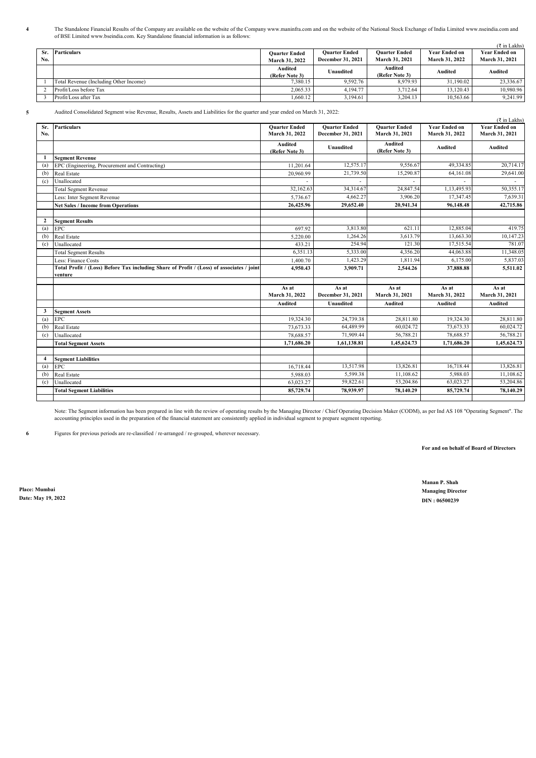4 The Standalone Financial Results of the Company are available on the website of the Company www.maninfra.com and on the website of the National Stock Exchange of India Limited www.nseindia.com and of BSE Limited www.bseindia.com. Key Standalone financial information is as follows:

(₹ in Lakhs)

| Sr. No. | Particulars | Quarter Ended March 31, 2022 | Quarter Ended December 31, 2021 | Quarter Ended March 31, 2021 | Year Ended on March 31, 2022 | Year Ended on March 31, 2021 |
|---|---|---|---|---|---|---|
| | | Audited (Refer Note 3) | Unaudited | Audited (Refer Note 3) | Audited | Audited |
| 1 | Total Revenue (Including Other Income) | 7,380.15 | 9,592.76 | 8,979.93 | 31,190.02 | 23,336.67 |
| 2 | Profit/Loss before Tax | 2,065.33 | 4,194.77 | 3,712.64 | 13,120.43 | 10,980.96 |
| 3 | Profit/Loss after Tax | 1,660.12 | 3,194.61 | 3,204.13 | 10,563.66 | 9,241.99 |

5 Audited Consolidated Segment wise Revenue, Results, Assets and Liabilities for the quarter and year ended on March 31, 2022:

(₹ in Lakhs)

| Sr. No. | Particulars | Quarter Ended March 31, 2022 | Quarter Ended December 31, 2021 | Quarter Ended March 31, 2021 | Year Ended on March 31, 2022 | Year Ended on March 31, 2021 |
|---|---|---|---|---|---|---|
| | | Audited (Refer Note 3) | Unaudited | Audited (Refer Note 3) | Audited | Audited |
| **1** | **Segment Revenue** | | | | | |
| (a) | EPC (Engineering, Procurement and Contracting) | 11,201.64 | 12,575.17 | 9,556.67 | 49,334.85 | 20,714.17 |
| (b) | Real Estate | 20,960.99 | 21,739.50 | 15,290.87 | 64,161.08 | 29,641.00 |
| (c) | Unallocated | - | - | - | - | - |
| | Total Segment Revenue | 32,162.63 | 34,314.67 | 24,847.54 | 1,13,495.93 | 50,355.17 |
| | Less: Inter Segment Revenue | 5,736.67 | 4,662.27 | 3,906.20 | 17,347.45 | 7,639.31 |
| | **Net Sales / Income from Operations** | **26,425.96** | **29,652.40** | **20,941.34** | **96,148.48** | **42,715.86** |
| | | | | | | |
| **2** | **Segment Results** | | | | | |
| (a) | EPC | 697.92 | 3,813.80 | 621.11 | 12,885.04 | 419.75 |
| (b) | Real Estate | 5,220.00 | 1,264.26 | 3,613.79 | 13,663.30 | 10,147.23 |
| (c) | Unallocated | 433.21 | 254.94 | 121.30 | 17,515.54 | 781.07 |
| | Total Segment Results | 6,351.13 | 5,333.00 | 4,356.20 | 44,063.88 | 11,348.05 |
| | Less: Finance Costs | 1,400.70 | 1,423.29 | 1,811.94 | 6,175.00 | 5,837.03 |
| | **Total Profit / (Loss) Before Tax including Share of Profit / (Loss) of associates / joint venture** | **4,950.43** | **3,909.71** | **2,544.26** | **37,888.88** | **5,511.02** |
| | | | | | | |
| | | As at March 31, 2022 | As at December 31, 2021 | As at March 31, 2021 | As at March 31, 2022 | As at March 31, 2021 |
| | | Audited | Unaudited | Audited | Audited | Audited |
| **3** | **Segment Assets** | | | | | |
| (a) | EPC | 19,324.30 | 24,739.38 | 28,811.80 | 19,324.30 | 28,811.80 |
| (b) | Real Estate | 73,673.33 | 64,489.99 | 60,024.72 | 73,673.33 | 60,024.72 |
| (c) | Unallocated | 78,688.57 | 71,909.44 | 56,788.21 | 78,688.57 | 56,788.21 |
| | **Total Segment Assets** | **1,71,686.20** | **1,61,138.81** | **1,45,624.73** | **1,71,686.20** | **1,45,624.73** |
| | | | | | | |
| **4** | **Segment Liabilities** | | | | | |
| (a) | EPC | 16,718.44 | 13,517.98 | 13,826.81 | 16,718.44 | 13,826.81 |
| (b) | Real Estate | 5,988.03 | 5,599.38 | 11,108.62 | 5,988.03 | 11,108.62 |
| (c) | Unallocated | 63,023.27 | 59,822.61 | 53,204.86 | 63,023.27 | 53,204.86 |
| | **Total Segment Liabilities** | **85,729.74** | **78,939.97** | **78,140.29** | **85,729.74** | **78,140.29** |

Note: The Segment information has been prepared in line with the review of operating results by the Managing Director / Chief Operating Decision Maker (CODM), as per Ind AS 108 "Operating Segment". The accounting principles used in the preparation of the financial statement are consistently applied in individual segment to prepare segment reporting.

6 Figures for previous periods are re-classified / re-arranged / re-grouped, wherever necessary.

**For and on behalf of Board of Directors**

**Manan P. Shah**
**Managing Director**
**DIN : 06500239**

**Place: Mumbai**
**Date: May 19, 2022**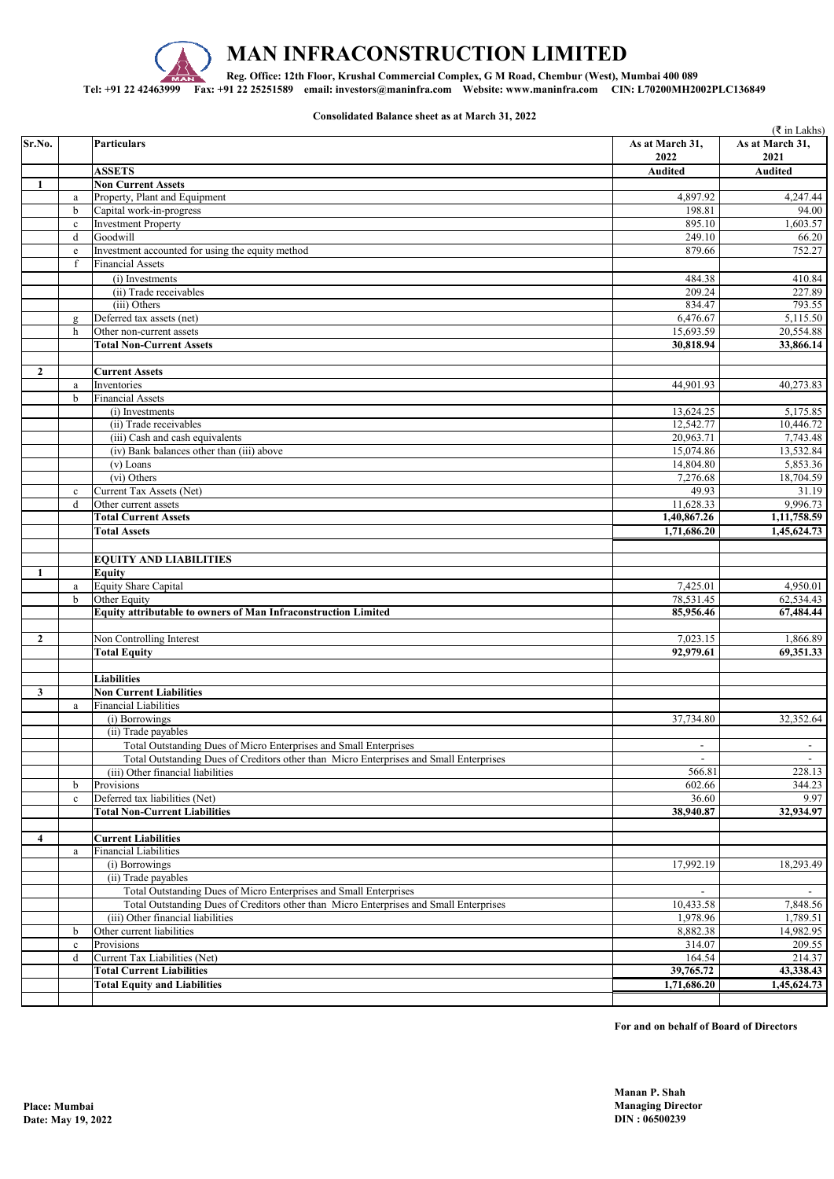# MAN INFRACONSTRUCTION LIMITED

**Reg. Office: 12th Floor, Krushal Commercial Complex, G M Road, Chembur (West), Mumbai 400 089**

**Tel: +91 22 42463999 Fax: +91 22 25251589 email: investors@maninfra.com Website: www.maninfra.com CIN: L70200MH2002PLC136849**

**Consolidated Balance sheet as at March 31, 2022**

(₹ in Lakhs)

| Sr.No. | | Particulars | As at March 31, 2022 | As at March 31, 2021 |
|---|---|---|---|---|
| | | **ASSETS** | **Audited** | **Audited** |
| **1** | | **Non Current Assets** | | |
| | a | Property, Plant and Equipment | 4,897.92 | 4,247.44 |
| | b | Capital work-in-progress | 198.81 | 94.00 |
| | c | Investment Property | 895.10 | 1,603.57 |
| | d | Goodwill | 249.10 | 66.20 |
| | e | Investment accounted for using the equity method | 879.66 | 752.27 |
| | f | Financial Assets | | |
| | | (i) Investments | 484.38 | 410.84 |
| | | (ii) Trade receivables | 209.24 | 227.89 |
| | | (iii) Others | 834.47 | 793.55 |
| | g | Deferred tax assets (net) | 6,476.67 | 5,115.50 |
| | h | Other non-current assets | 15,693.59 | 20,554.88 |
| | | **Total Non-Current Assets** | **30,818.94** | **33,866.14** |
| | | | | |
| **2** | | **Current Assets** | | |
| | a | Inventories | 44,901.93 | 40,273.83 |
| | b | Financial Assets | | |
| | | (i) Investments | 13,624.25 | 5,175.85 |
| | | (ii) Trade receivables | 12,542.77 | 10,446.72 |
| | | (iii) Cash and cash equivalents | 20,963.71 | 7,743.48 |
| | | (iv) Bank balances other than (iii) above | 15,074.86 | 13,532.84 |
| | | (v) Loans | 14,804.80 | 5,853.36 |
| | | (vi) Others | 7,276.68 | 18,704.59 |
| | c | Current Tax Assets (Net) | 49.93 | 31.19 |
| | d | Other current assets | 11,628.33 | 9,996.73 |
| | | **Total Current Assets** | **1,40,867.26** | **1,11,758.59** |
| | | **Total Assets** | **1,71,686.20** | **1,45,624.73** |
| | | | | |
| | | **EQUITY AND LIABILITIES** | | |
| **1** | | **Equity** | | |
| | a | Equity Share Capital | 7,425.01 | 4,950.01 |
| | b | Other Equity | 78,531.45 | 62,534.43 |
| | | **Equity attributable to owners of Man Infraconstruction Limited** | **85,956.46** | **67,484.44** |
| | | | | |
| **2** | | Non Controlling Interest | 7,023.15 | 1,866.89 |
| | | **Total Equity** | **92,979.61** | **69,351.33** |
| | | | | |
| | | **Liabilities** | | |
| **3** | | **Non Current Liabilities** | | |
| | a | Financial Liabilities | | |
| | | (i) Borrowings | 37,734.80 | 32,352.64 |
| | | (ii) Trade payables | | |
| | | Total Outstanding Dues of Micro Enterprises and Small Enterprises | - | - |
| | | Total Outstanding Dues of Creditors other than Micro Enterprises and Small Enterprises | - | - |
| | | (iii) Other financial liabilities | 566.81 | 228.13 |
| | b | Provisions | 602.66 | 344.23 |
| | c | Deferred tax liabilities (Net) | 36.60 | 9.97 |
| | | **Total Non-Current Liabilities** | **38,940.87** | **32,934.97** |
| | | | | |
| **4** | | **Current Liabilities** | | |
| | a | Financial Liabilities | | |
| | | (i) Borrowings | 17,992.19 | 18,293.49 |
| | | (ii) Trade payables | | |
| | | Total Outstanding Dues of Micro Enterprises and Small Enterprises | - | - |
| | | Total Outstanding Dues of Creditors other than Micro Enterprises and Small Enterprises | 10,433.58 | 7,848.56 |
| | | (iii) Other financial liabilities | 1,978.96 | 1,789.51 |
| | b | Other current liabilities | 8,882.38 | 14,982.95 |
| | c | Provisions | 314.07 | 209.55 |
| | d | Current Tax Liabilities (Net) | 164.54 | 214.37 |
| | | **Total Current Liabilities** | **39,765.72** | **43,338.43** |
| | | **Total Equity and Liabilities** | **1,71,686.20** | **1,45,624.73** |

**For and on behalf of Board of Directors**

**Place: Mumbai**
**Date: May 19, 2022**

**Manan P. Shah**
**Managing Director**
**DIN : 06500239**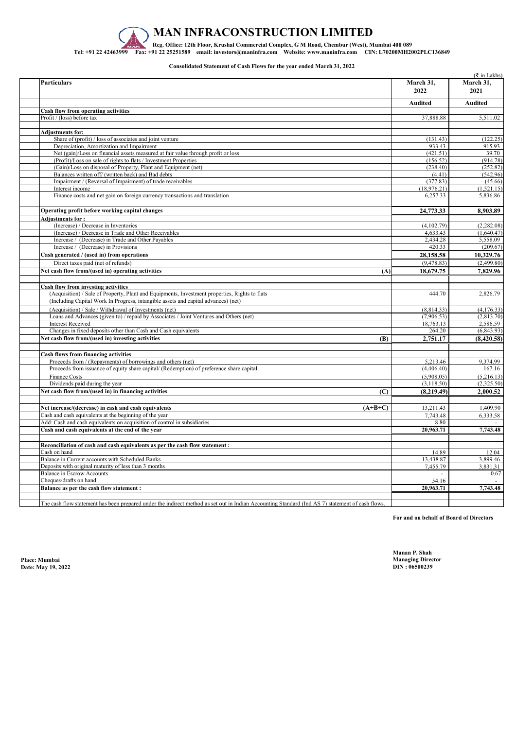# MAN INFRACONSTRUCTION LIMITED

**Reg. Office: 12th Floor, Krushal Commercial Complex, G M Road, Chembur (West), Mumbai 400 089**
**Tel: +91 22 42463999 Fax: +91 22 25251589 email: investors@maninfra.com Website: www.maninfra.com CIN: L70200MH2002PLC136849**

**Consolidated Statement of Cash Flows for the year ended March 31, 2022**

(₹ in Lakhs)

| Particulars | | March 31, 2022 | March 31, 2021 |
|---|---|---|---|
| | | **Audited** | **Audited** |
| **Cash flow from operating activities** | | | |
| Profit / (loss) before tax | | 37,888.88 | 5,511.02 |
| **Adjustments for:** | | | |
| Share of (profit) / loss of associates and joint venture | | (131.43) | (122.25) |
| Depreciation, Amortization and Impairment | | 933.43 | 915.93 |
| Net (gain)/Loss on financial assets measured at fair value through profit or loss | | (421.51) | 39.70 |
| (Profit)/Loss on sale of rights to flats / Investment Properties | | (156.52) | (914.78) |
| (Gain)/Loss on disposal of Property, Plant and Equipment (net) | | (238.40) | (252.82) |
| Balances written off/ (written back) and Bad debts | | (4.41) | (542.96) |
| Impairment / (Reversal of Impairment) of trade receivables | | (377.83) | (45.66) |
| Interest income | | (18,976.21) | (1,521.15) |
| Finance costs and net gain on foreign currency transactions and translation | | 6,257.33 | 5,836.86 |
| **Operating profit before working capital changes** | | **24,773.33** | **8,903.89** |
| **Adjustments for :** | | | |
| (Increase) / Decrease in Inventories | | (4,102.79) | (2,282.08) |
| (Increase) / Decrease in Trade and Other Receivables | | 4,633.43 | (1,640.47) |
| Increase / (Decrease) in Trade and Other Payables | | 2,434.28 | 5,558.09 |
| Increase / (Decrease) in Provisions | | 420.33 | (209.67) |
| **Cash generated / (used in) from operations** | | **28,158.58** | **10,329.76** |
| Direct taxes paid (net of refunds) | | (9,478.83) | (2,499.80) |
| **Net cash flow from/(used in) operating activities** | **(A)** | **18,679.75** | **7,829.96** |
| **Cash flow from investing activities** | | | |
| (Acquisition) / Sale of Property, Plant and Equipments, Investment properties, Rights to flats (Including Capital Work In Progress, intangible assets and capital advances) (net) | | 444.70 | 2,826.79 |
| (Acquisition) / Sale / Withdrawal of Investments (net) | | (8,814.33) | (4,176.33) |
| Loans and Advances (given to) / repaid by Associates / Joint Ventures and Others (net) | | (7,906.53) | (2,813.70) |
| Interest Received | | 18,763.13 | 2,586.59 |
| Changes in fixed deposits other than Cash and Cash equivalents | | 264.20 | (6,843.93) |
| **Net cash flow from/(used in) investing activities** | **(B)** | **2,751.17** | **(8,420.58)** |
| **Cash flows from financing activities** | | | |
| Proceeds from / (Repayments) of borrowings and others (net) | | 5,213.46 | 9,374.99 |
| Proceeds from issuance of equity share capital/ (Redemption) of preference share capital | | (4,406.40) | 167.16 |
| Finance Costs | | (5,908.05) | (5,216.13) |
| Dividends paid during the year | | (3,118.50) | (2,325.50) |
| **Net cash flow from/(used in) financing activities** | **(C)** | **(8,219.49)** | **2,000.52** |
| **Net increase/(decrease) in cash and cash equivalents** | **(A+B+C)** | 13,211.43 | 1,409.90 |
| Cash and cash equivalents at the beginning of the year | | 7,743.48 | 6,333.58 |
| Add: Cash and cash equivalents on acquisition of control in subsidiaries | | 8.80 | - |
| **Cash and cash equivalents at the end of the year** | | **20,963.71** | **7,743.48** |
| **Reconciliation of cash and cash equivalents as per the cash flow statement :** | | | |
| Cash on hand | | 14.89 | 12.04 |
| Balance in Current accounts with Scheduled Banks | | 13,438.87 | 3,899.46 |
| Deposits with original maturity of less than 3 months | | 7,455.79 | 3,831.31 |
| Balance in Escrow Accounts | | - | 0.67 |
| Cheques/drafts on hand | | 54.16 | - |
| **Balance as per the cash flow statement :** | | **20,963.71** | **7,743.48** |

The cash flow statement has been prepared under the indirect method as set out in Indian Accounting Standard (Ind AS 7) statement of cash flows.

**For and on behalf of Board of Directors**

**Manan P. Shah**
**Managing Director**
**DIN : 06500239**

**Place: Mumbai**
**Date: May 19, 2022**